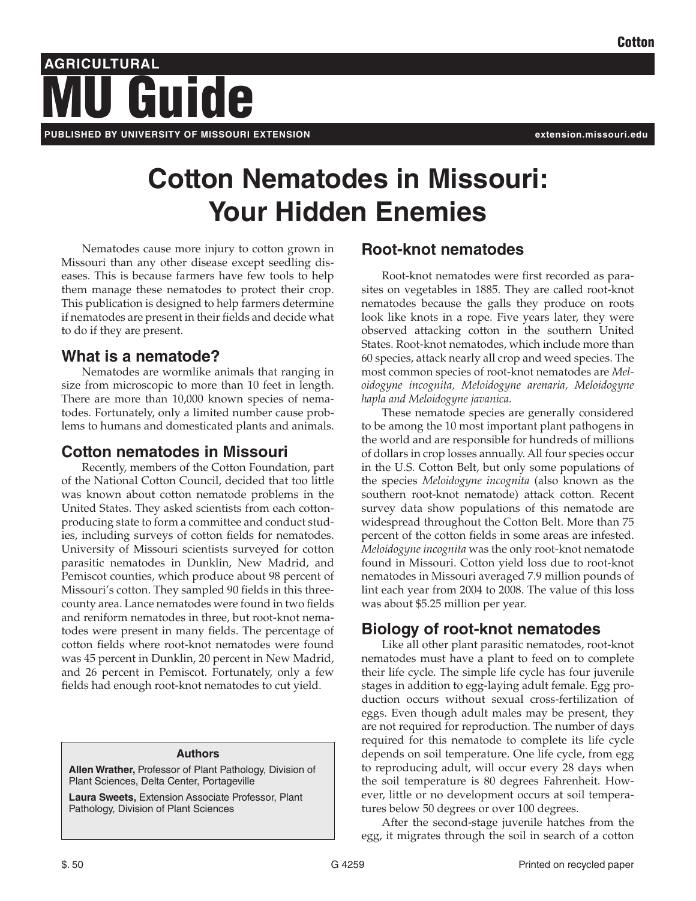# Cotton Nematodes in Missouri: Your Hidden Enemies

Nematodes cause more injury to cotton grown in Missouri than any other disease except seedling diseases. This is because farmers have few tools to help them manage these nematodes to protect their crop. This publication is designed to help farmers determine if nematodes are present in their fields and decide what to do if they are present.

## What is a nematode?

Nematodes are wormlike animals that ranging in size from microscopic to more than 10 feet in length. There are more than 10,000 known species of nematodes. Fortunately, only a limited number cause problems to humans and domesticated plants and animals.

## Cotton nematodes in Missouri

Recently, members of the Cotton Foundation, part of the National Cotton Council, decided that too little was known about cotton nematode problems in the United States. They asked scientists from each cotton-producing state to form a committee and conduct studies, including surveys of cotton fields for nematodes. University of Missouri scientists surveyed for cotton parasitic nematodes in Dunklin, New Madrid, and Pemiscot counties, which produce about 98 percent of Missouri's cotton. They sampled 90 fields in this three-county area. Lance nematodes were found in two fields and reniform nematodes in three, but root-knot nematodes were present in many fields. The percentage of cotton fields where root-knot nematodes were found was 45 percent in Dunklin, 20 percent in New Madrid, and 26 percent in Pemiscot. Fortunately, only a few fields had enough root-knot nematodes to cut yield.

**Authors**

**Allen Wrather,** Professor of Plant Pathology, Division of Plant Sciences, Delta Center, Portageville

**Laura Sweets,** Extension Associate Professor, Plant Pathology, Division of Plant Sciences

## Root-knot nematodes

Root-knot nematodes were first recorded as parasites on vegetables in 1885. They are called root-knot nematodes because the galls they produce on roots look like knots in a rope. Five years later, they were observed attacking cotton in the southern United States. Root-knot nematodes, which include more than 60 species, attack nearly all crop and weed species. The most common species of root-knot nematodes are *Meloidogyne incognita, Meloidogyne arenaria, Meloidogyne hapla and Meloidogyne javanica.*

These nematode species are generally considered to be among the 10 most important plant pathogens in the world and are responsible for hundreds of millions of dollars in crop losses annually. All four species occur in the U.S. Cotton Belt, but only some populations of the species *Meloidogyne incognita* (also known as the southern root-knot nematode) attack cotton. Recent survey data show populations of this nematode are widespread throughout the Cotton Belt. More than 75 percent of the cotton fields in some areas are infested. *Meloidogyne incognita* was the only root-knot nematode found in Missouri. Cotton yield loss due to root-knot nematodes in Missouri averaged 7.9 million pounds of lint each year from 2004 to 2008. The value of this loss was about $5.25 million per year.

## Biology of root-knot nematodes

Like all other plant parasitic nematodes, root-knot nematodes must have a plant to feed on to complete their life cycle. The simple life cycle has four juvenile stages in addition to egg-laying adult female. Egg production occurs without sexual cross-fertilization of eggs. Even though adult males may be present, they are not required for reproduction. The number of days required for this nematode to complete its life cycle depends on soil temperature. One life cycle, from egg to reproducing adult, will occur every 28 days when the soil temperature is 80 degrees Fahrenheit. However, little or no development occurs at soil temperatures below 50 degrees or over 100 degrees.

After the second-stage juvenile hatches from the egg, it migrates through the soil in search of a cotton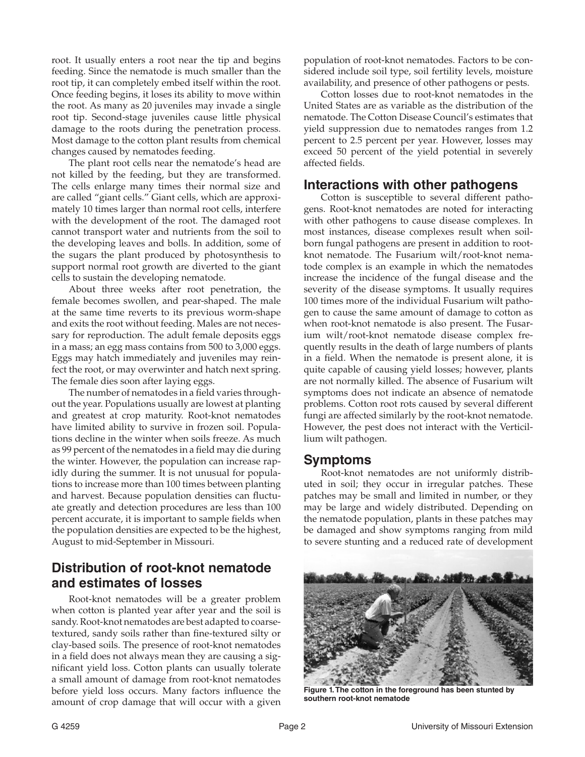root. It usually enters a root near the tip and begins feeding. Since the nematode is much smaller than the root tip, it can completely embed itself within the root. Once feeding begins, it loses its ability to move within the root. As many as 20 juveniles may invade a single root tip. Second-stage juveniles cause little physical damage to the roots during the penetration process. Most damage to the cotton plant results from chemical changes caused by nematodes feeding.

The plant root cells near the nematode's head are not killed by the feeding, but they are transformed. The cells enlarge many times their normal size and are called "giant cells." Giant cells, which are approximately 10 times larger than normal root cells, interfere with the development of the root. The damaged root cannot transport water and nutrients from the soil to the developing leaves and bolls. In addition, some of the sugars the plant produced by photosynthesis to support normal root growth are diverted to the giant cells to sustain the developing nematode.

About three weeks after root penetration, the female becomes swollen, and pear-shaped. The male at the same time reverts to its previous worm-shape and exits the root without feeding. Males are not necessary for reproduction. The adult female deposits eggs in a mass; an egg mass contains from 500 to 3,000 eggs. Eggs may hatch immediately and juveniles may reinfect the root, or may overwinter and hatch next spring. The female dies soon after laying eggs.

The number of nematodes in a field varies throughout the year. Populations usually are lowest at planting and greatest at crop maturity. Root-knot nematodes have limited ability to survive in frozen soil. Populations decline in the winter when soils freeze. As much as 99 percent of the nematodes in a field may die during the winter. However, the population can increase rapidly during the summer. It is not unusual for populations to increase more than 100 times between planting and harvest. Because population densities can fluctuate greatly and detection procedures are less than 100 percent accurate, it is important to sample fields when the population densities are expected to be the highest, August to mid-September in Missouri.

## Distribution of root-knot nematode and estimates of losses

Root-knot nematodes will be a greater problem when cotton is planted year after year and the soil is sandy. Root-knot nematodes are best adapted to coarse-textured, sandy soils rather than fine-textured silty or clay-based soils. The presence of root-knot nematodes in a field does not always mean they are causing a significant yield loss. Cotton plants can usually tolerate a small amount of damage from root-knot nematodes before yield loss occurs. Many factors influence the amount of crop damage that will occur with a given population of root-knot nematodes. Factors to be considered include soil type, soil fertility levels, moisture availability, and presence of other pathogens or pests.

Cotton losses due to root-knot nematodes in the United States are as variable as the distribution of the nematode. The Cotton Disease Council's estimates that yield suppression due to nematodes ranges from 1.2 percent to 2.5 percent per year. However, losses may exceed 50 percent of the yield potential in severely affected fields.

## Interactions with other pathogens

Cotton is susceptible to several different pathogens. Root-knot nematodes are noted for interacting with other pathogens to cause disease complexes. In most instances, disease complexes result when soil-born fungal pathogens are present in addition to root-knot nematode. The Fusarium wilt/root-knot nematode complex is an example in which the nematodes increase the incidence of the fungal disease and the severity of the disease symptoms. It usually requires 100 times more of the individual Fusarium wilt pathogen to cause the same amount of damage to cotton as when root-knot nematode is also present. The Fusarium wilt/root-knot nematode disease complex frequently results in the death of large numbers of plants in a field. When the nematode is present alone, it is quite capable of causing yield losses; however, plants are not normally killed. The absence of Fusarium wilt symptoms does not indicate an absence of nematode problems. Cotton root rots caused by several different fungi are affected similarly by the root-knot nematode. However, the pest does not interact with the Verticillium wilt pathogen.

## Symptoms

Root-knot nematodes are not uniformly distributed in soil; they occur in irregular patches. These patches may be small and limited in number, or they may be large and widely distributed. Depending on the nematode population, plants in these patches may be damaged and show symptoms ranging from mild to severe stunting and a reduced rate of development

**Figure 1. The cotton in the foreground has been stunted by southern root-knot nematode**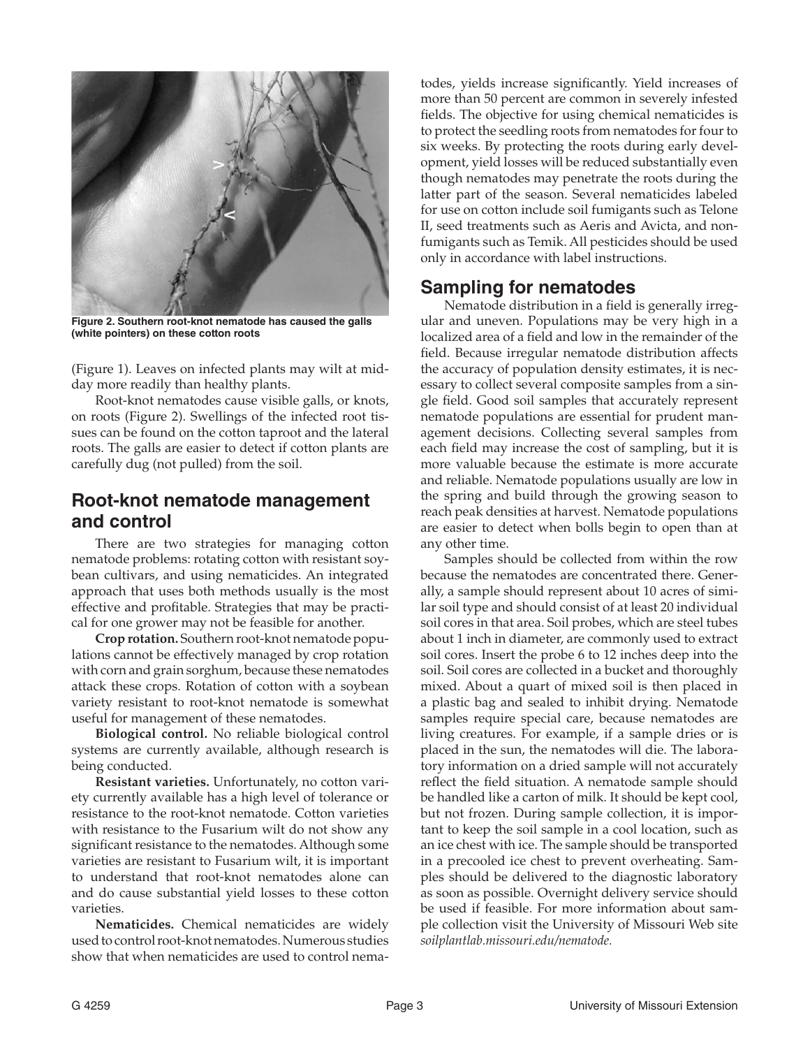Figure 2. Southern root-knot nematode has caused the galls (white pointers) on these cotton roots

(Figure 1). Leaves on infected plants may wilt at midday more readily than healthy plants.

Root-knot nematodes cause visible galls, or knots, on roots (Figure 2). Swellings of the infected root tissues can be found on the cotton taproot and the lateral roots. The galls are easier to detect if cotton plants are carefully dug (not pulled) from the soil.

## Root-knot nematode management and control

There are two strategies for managing cotton nematode problems: rotating cotton with resistant soybean cultivars, and using nematicides. An integrated approach that uses both methods usually is the most effective and profitable. Strategies that may be practical for one grower may not be feasible for another.

**Crop rotation.** Southern root-knot nematode populations cannot be effectively managed by crop rotation with corn and grain sorghum, because these nematodes attack these crops. Rotation of cotton with a soybean variety resistant to root-knot nematode is somewhat useful for management of these nematodes.

**Biological control.** No reliable biological control systems are currently available, although research is being conducted.

**Resistant varieties.** Unfortunately, no cotton variety currently available has a high level of tolerance or resistance to the root-knot nematode. Cotton varieties with resistance to the Fusarium wilt do not show any significant resistance to the nematodes. Although some varieties are resistant to Fusarium wilt, it is important to understand that root-knot nematodes alone can and do cause substantial yield losses to these cotton varieties.

**Nematicides.** Chemical nematicides are widely used to control root-knot nematodes. Numerous studies show that when nematicides are used to control nematodes, yields increase significantly. Yield increases of more than 50 percent are common in severely infested fields. The objective for using chemical nematicides is to protect the seedling roots from nematodes for four to six weeks. By protecting the roots during early development, yield losses will be reduced substantially even though nematodes may penetrate the roots during the latter part of the season. Several nematicides labeled for use on cotton include soil fumigants such as Telone II, seed treatments such as Aeris and Avicta, and non-fumigants such as Temik. All pesticides should be used only in accordance with label instructions.

## Sampling for nematodes

Nematode distribution in a field is generally irregular and uneven. Populations may be very high in a localized area of a field and low in the remainder of the field. Because irregular nematode distribution affects the accuracy of population density estimates, it is necessary to collect several composite samples from a single field. Good soil samples that accurately represent nematode populations are essential for prudent management decisions. Collecting several samples from each field may increase the cost of sampling, but it is more valuable because the estimate is more accurate and reliable. Nematode populations usually are low in the spring and build through the growing season to reach peak densities at harvest. Nematode populations are easier to detect when bolls begin to open than at any other time.

Samples should be collected from within the row because the nematodes are concentrated there. Generally, a sample should represent about 10 acres of similar soil type and should consist of at least 20 individual soil cores in that area. Soil probes, which are steel tubes about 1 inch in diameter, are commonly used to extract soil cores. Insert the probe 6 to 12 inches deep into the soil. Soil cores are collected in a bucket and thoroughly mixed. About a quart of mixed soil is then placed in a plastic bag and sealed to inhibit drying. Nematode samples require special care, because nematodes are living creatures. For example, if a sample dries or is placed in the sun, the nematodes will die. The laboratory information on a dried sample will not accurately reflect the field situation. A nematode sample should be handled like a carton of milk. It should be kept cool, but not frozen. During sample collection, it is important to keep the soil sample in a cool location, such as an ice chest with ice. The sample should be transported in a precooled ice chest to prevent overheating. Samples should be delivered to the diagnostic laboratory as soon as possible. Overnight delivery service should be used if feasible. For more information about sample collection visit the University of Missouri Web site *soilplantlab.missouri.edu/nematode*.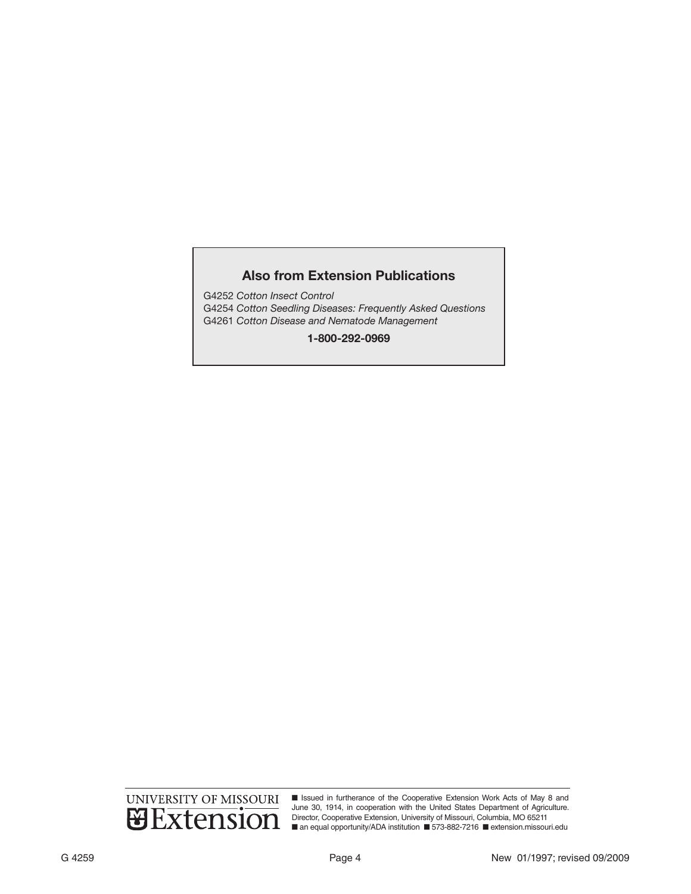## Also from Extension Publications

G4252 *Cotton Insect Control*
G4254 *Cotton Seedling Diseases: Frequently Asked Questions*
G4261 *Cotton Disease and Nematode Management*

**1-800-292-0969**

UNIVERSITY OF MISSOURI Extension

■ Issued in furtherance of the Cooperative Extension Work Acts of May 8 and June 30, 1914, in cooperation with the United States Department of Agriculture. Director, Cooperative Extension, University of Missouri, Columbia, MO 65211
■ an equal opportunity/ADA institution ■ 573-882-7216 ■ extension.missouri.edu

G 4259 New 01/1997; revised 09/2009